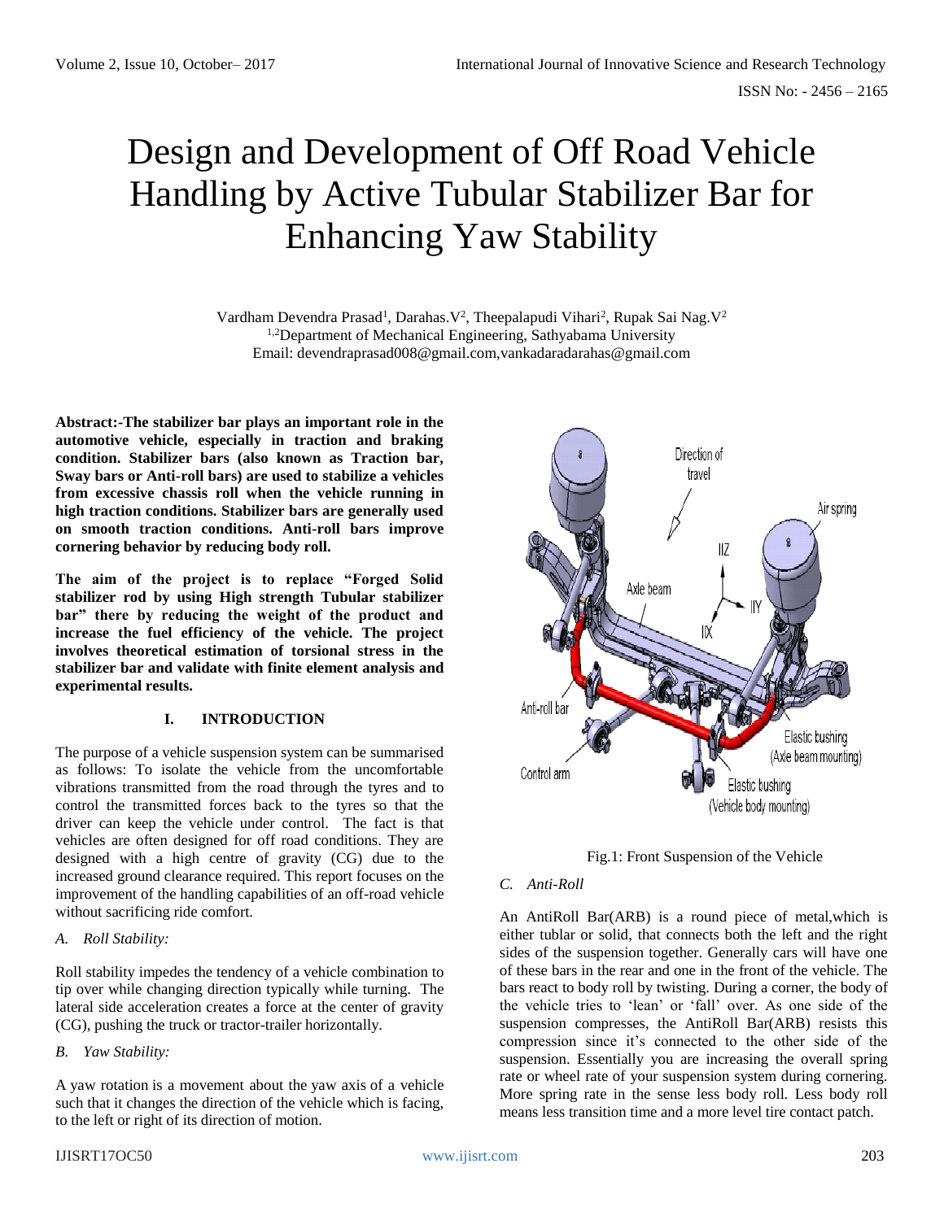# Design and Development of Off Road Vehicle Handling by Active Tubular Stabilizer Bar for Enhancing Yaw Stability

Vardham Devendra Prasad[1], Darahas.V[2], Theepalapudi Vihari[2], Rupak Sai Nag.V[2]
[1,2]Department of Mechanical Engineering, Sathyabama University
Email: devendraprasad008@gmail.com,vankadaradarahas@gmail.com

**Abstract:-The stabilizer bar plays an important role in the automotive vehicle, especially in traction and braking condition. Stabilizer bars (also known as Traction bar, Sway bars or Anti-roll bars) are used to stabilize a vehicles from excessive chassis roll when the vehicle running in high traction conditions. Stabilizer bars are generally used on smooth traction conditions. Anti-roll bars improve cornering behavior by reducing body roll.**

**The aim of the project is to replace "Forged Solid stabilizer rod by using High strength Tubular stabilizer bar" there by reducing the weight of the product and increase the fuel efficiency of the vehicle. The project involves theoretical estimation of torsional stress in the stabilizer bar and validate with finite element analysis and experimental results.**

## I. INTRODUCTION

The purpose of a vehicle suspension system can be summarised as follows: To isolate the vehicle from the uncomfortable vibrations transmitted from the road through the tyres and to control the transmitted forces back to the tyres so that the driver can keep the vehicle under control. The fact is that vehicles are often designed for off road conditions. They are designed with a high centre of gravity (CG) due to the increased ground clearance required. This report focuses on the improvement of the handling capabilities of an off-road vehicle without sacrificing ride comfort.

### *A. Roll Stability:*

Roll stability impedes the tendency of a vehicle combination to tip over while changing direction typically while turning. The lateral side acceleration creates a force at the center of gravity (CG), pushing the truck or tractor-trailer horizontally.

### *B. Yaw Stability:*

A yaw rotation is a movement about the yaw axis of a vehicle such that it changes the direction of the vehicle which is facing, to the left or right of its direction of motion.

Fig.1: Front Suspension of the Vehicle

### *C. Anti-Roll*

An AntiRoll Bar(ARB) is a round piece of metal,which is either tublar or solid, that connects both the left and the right sides of the suspension together. Generally cars will have one of these bars in the rear and one in the front of the vehicle. The bars react to body roll by twisting. During a corner, the body of the vehicle tries to 'lean' or 'fall' over. As one side of the suspension compresses, the AntiRoll Bar(ARB) resists this compression since it's connected to the other side of the suspension. Essentially you are increasing the overall spring rate or wheel rate of your suspension system during cornering. More spring rate in the sense less body roll. Less body roll means less transition time and a more level tire contact patch.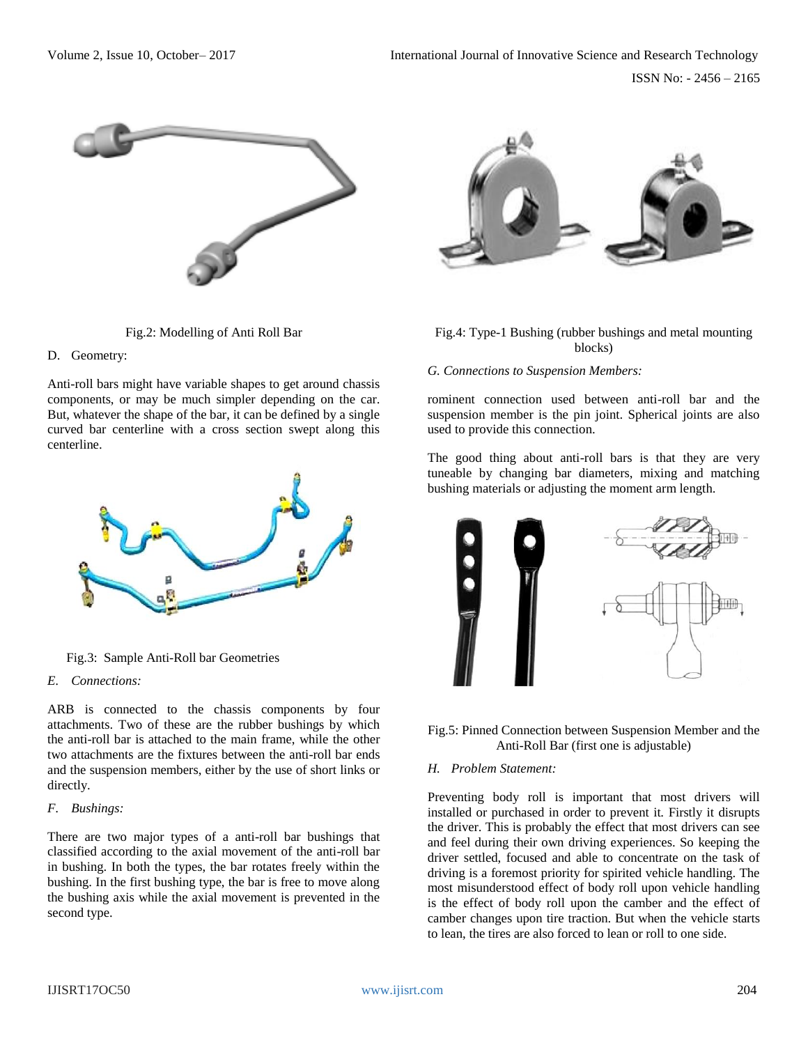Fig.2: Modelling of Anti Roll Bar

D. Geometry:

Anti-roll bars might have variable shapes to get around chassis components, or may be much simpler depending on the car. But, whatever the shape of the bar, it can be defined by a single curved bar centerline with a cross section swept along this centerline.

Fig.3: Sample Anti-Roll bar Geometries

*E. Connections:*

ARB is connected to the chassis components by four attachments. Two of these are the rubber bushings by which the anti-roll bar is attached to the main frame, while the other two attachments are the fixtures between the anti-roll bar ends and the suspension members, either by the use of short links or directly.

*F. Bushings:*

There are two major types of a anti-roll bar bushings that classified according to the axial movement of the anti-roll bar in bushing. In both the types, the bar rotates freely within the bushing. In the first bushing type, the bar is free to move along the bushing axis while the axial movement is prevented in the second type.

Fig.4: Type-1 Bushing (rubber bushings and metal mounting blocks)

*G. Connections to Suspension Members:*

rominent connection used between anti-roll bar and the suspension member is the pin joint. Spherical joints are also used to provide this connection.

The good thing about anti-roll bars is that they are very tuneable by changing bar diameters, mixing and matching bushing materials or adjusting the moment arm length.

Fig.5: Pinned Connection between Suspension Member and the Anti-Roll Bar (first one is adjustable)

*H. Problem Statement:*

Preventing body roll is important that most drivers will installed or purchased in order to prevent it. Firstly it disrupts the driver. This is probably the effect that most drivers can see and feel during their own driving experiences. So keeping the driver settled, focused and able to concentrate on the task of driving is a foremost priority for spirited vehicle handling. The most misunderstood effect of body roll upon vehicle handling is the effect of body roll upon the camber and the effect of camber changes upon tire traction. But when the vehicle starts to lean, the tires are also forced to lean or roll to one side.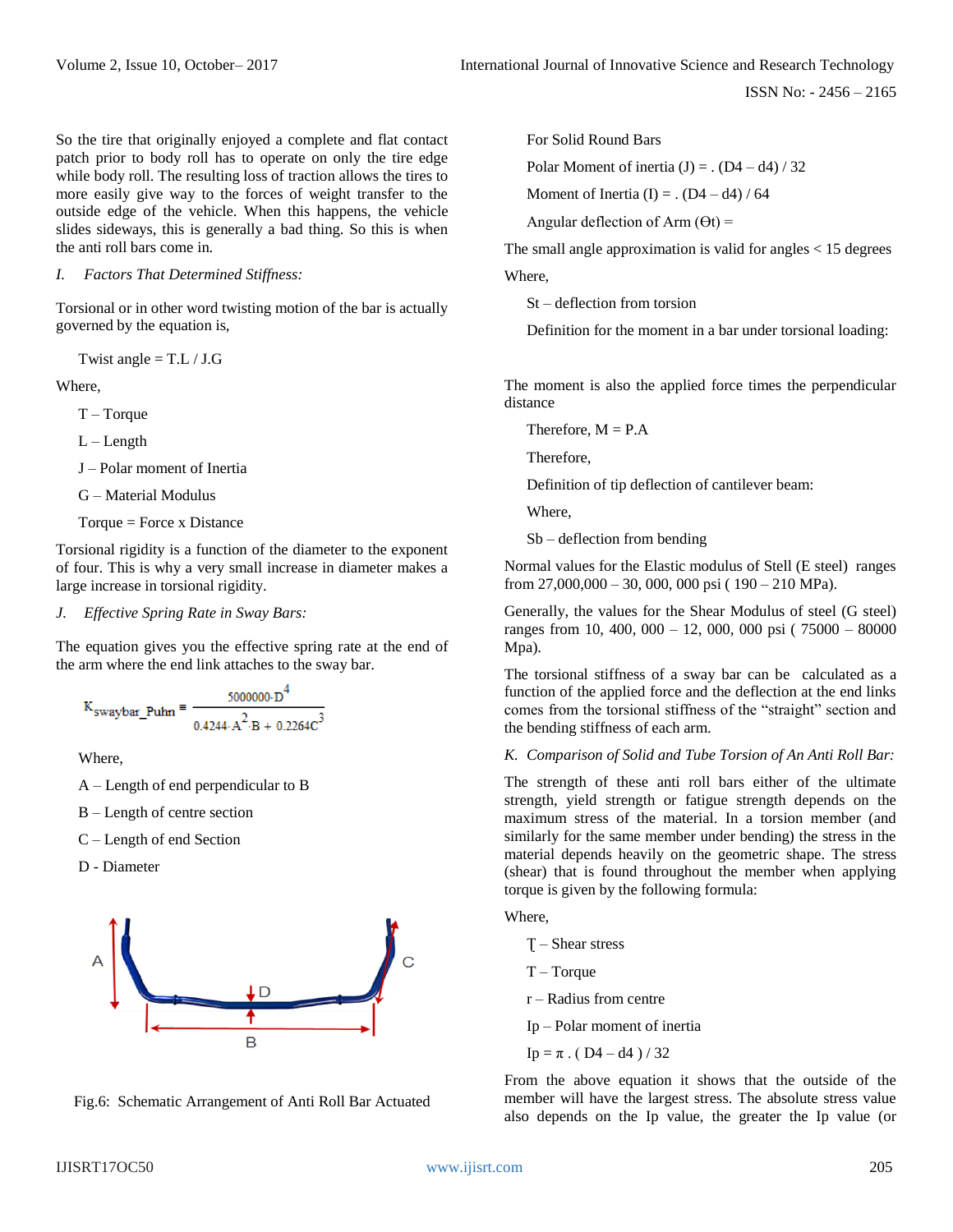So the tire that originally enjoyed a complete and flat contact patch prior to body roll has to operate on only the tire edge while body roll. The resulting loss of traction allows the tires to more easily give way to the forces of weight transfer to the outside edge of the vehicle. When this happens, the vehicle slides sideways, this is generally a bad thing. So this is when the anti roll bars come in.

### *I. Factors That Determined Stiffness:*

Torsional or in other word twisting motion of the bar is actually governed by the equation is,

Twist angle = T.L / J.G

Where,

T – Torque

L – Length

J – Polar moment of Inertia

G – Material Modulus

Torque = Force x Distance

Torsional rigidity is a function of the diameter to the exponent of four. This is why a very small increase in diameter makes a large increase in torsional rigidity.

### *J. Effective Spring Rate in Sway Bars:*

The equation gives you the effective spring rate at the end of the arm where the end link attaches to the sway bar.

$$K_{swaybar\_Puhn} = \frac{5000000 \cdot D^4}{0.4244 \cdot A^2 \cdot B + 0.2264 C^3}$$

Where,

A – Length of end perpendicular to B

B – Length of centre section

C – Length of end Section

D - Diameter

Fig.6: Schematic Arrangement of Anti Roll Bar Actuated

For Solid Round Bars

Polar Moment of inertia (J) = . (D4 – d4) / 32

Moment of Inertia (I) = . (D4 – d4) / 64

Angular deflection of Arm (ϴt) =

The small angle approximation is valid for angles < 15 degrees

Where,

St – deflection from torsion

Definition for the moment in a bar under torsional loading:

The moment is also the applied force times the perpendicular distance

Therefore, M = P.A

Therefore,

Definition of tip deflection of cantilever beam:

Where,

Sb – deflection from bending

Normal values for the Elastic modulus of Stell (E steel) ranges from 27,000,000 – 30, 000, 000 psi ( 190 – 210 MPa).

Generally, the values for the Shear Modulus of steel (G steel) ranges from 10, 400, 000 – 12, 000, 000 psi ( 75000 – 80000 Mpa).

The torsional stiffness of a sway bar can be calculated as a function of the applied force and the deflection at the end links comes from the torsional stiffness of the "straight" section and the bending stiffness of each arm.

### *K. Comparison of Solid and Tube Torsion of An Anti Roll Bar:*

The strength of these anti roll bars either of the ultimate strength, yield strength or fatigue strength depends on the maximum stress of the material. In a torsion member (and similarly for the same member under bending) the stress in the material depends heavily on the geometric shape. The stress (shear) that is found throughout the member when applying torque is given by the following formula:

Where,

Ʈ – Shear stress

T – Torque

r – Radius from centre

Ip – Polar moment of inertia

Ip = π . ( D4 – d4 ) / 32

From the above equation it shows that the outside of the member will have the largest stress. The absolute stress value also depends on the Ip value, the greater the Ip value (or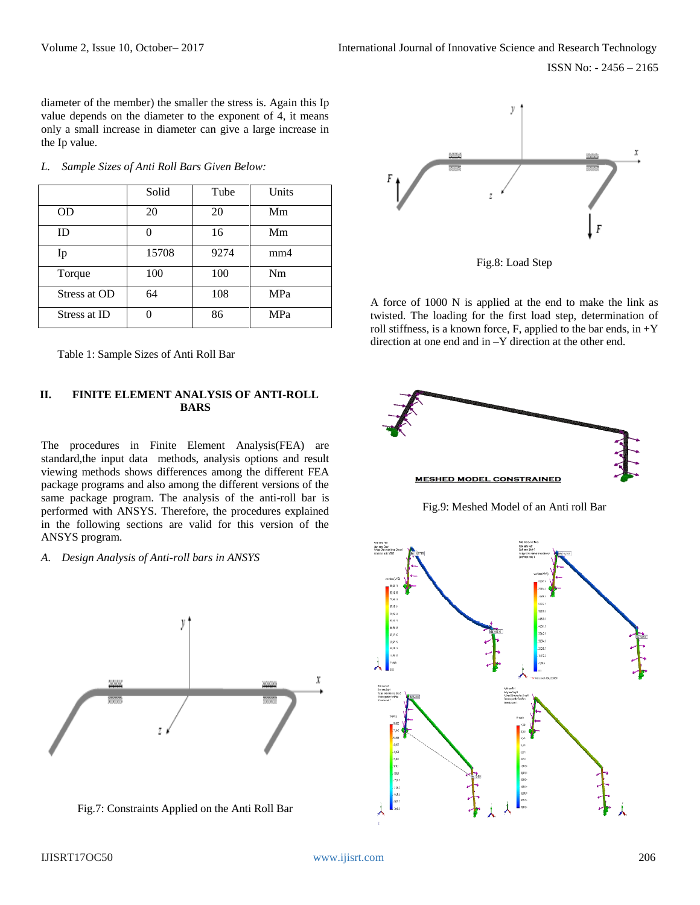diameter of the member) the smaller the stress is. Again this Ip value depends on the diameter to the exponent of 4, it means only a small increase in diameter can give a large increase in the Ip value.

*L. Sample Sizes of Anti Roll Bars Given Below:*

| | Solid | Tube | Units |
|---|---|---|---|
| OD | 20 | 20 | Mm |
| ID | 0 | 16 | Mm |
| Ip | 15708 | 9274 | mm4 |
| Torque | 100 | 100 | Nm |
| Stress at OD | 64 | 108 | MPa |
| Stress at ID | 0 | 86 | MPa |

Table 1: Sample Sizes of Anti Roll Bar

## II. FINITE ELEMENT ANALYSIS OF ANTI-ROLL BARS

The procedures in Finite Element Analysis(FEA) are standard,the input data methods, analysis options and result viewing methods shows differences among the different FEA package programs and also among the different versions of the same package program. The analysis of the anti-roll bar is performed with ANSYS. Therefore, the procedures explained in the following sections are valid for this version of the ANSYS program.

*A. Design Analysis of Anti-roll bars in ANSYS*

Fig.7: Constraints Applied on the Anti Roll Bar

Fig.8: Load Step

A force of 1000 N is applied at the end to make the link as twisted. The loading for the first load step, determination of roll stiffness, is a known force, F, applied to the bar ends, in +Y direction at one end and in –Y direction at the other end.

Fig.9: Meshed Model of an Anti roll Bar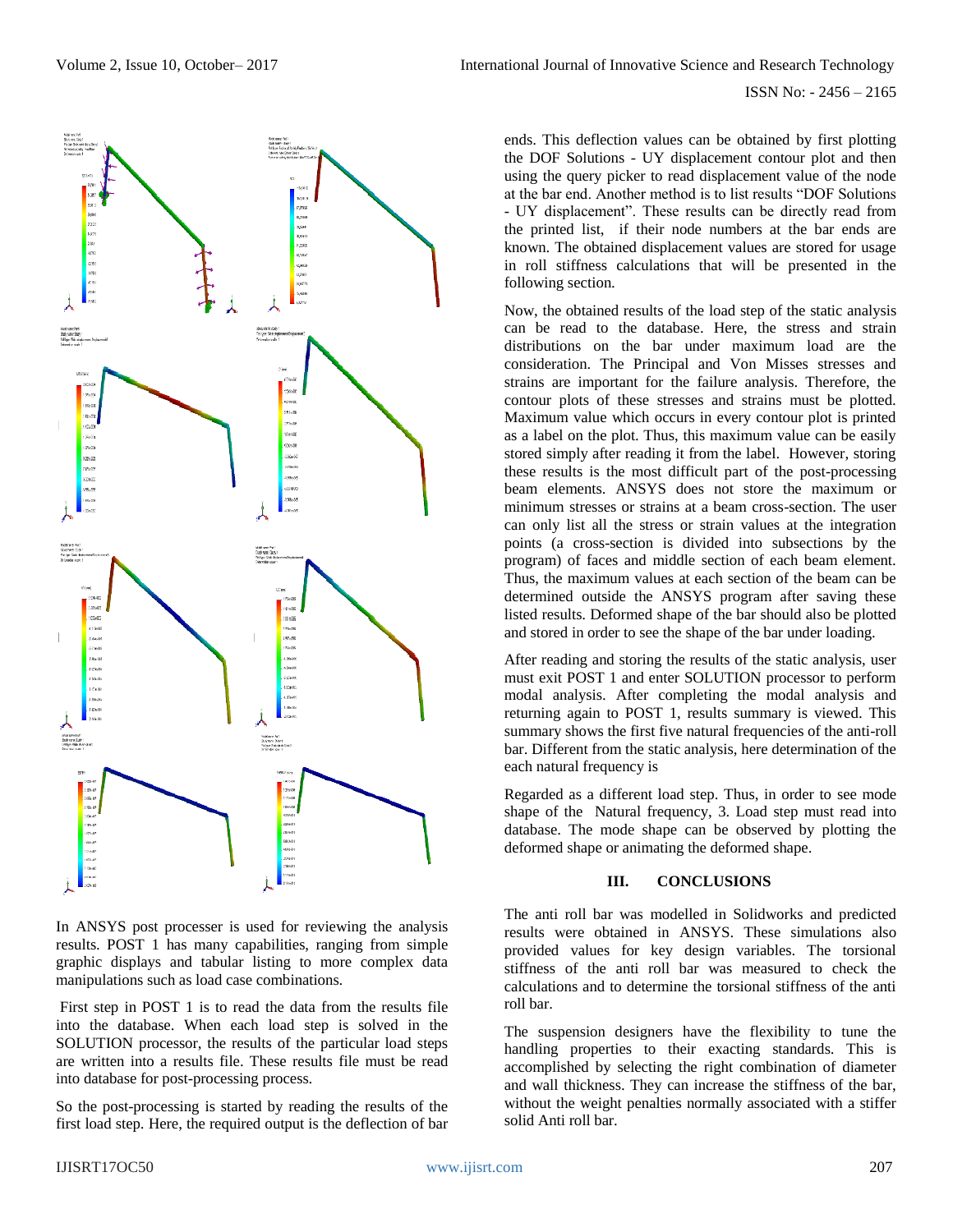In ANSYS post processer is used for reviewing the analysis results. POST 1 has many capabilities, ranging from simple graphic displays and tabular listing to more complex data manipulations such as load case combinations.

First step in POST 1 is to read the data from the results file into the database. When each load step is solved in the SOLUTION processor, the results of the particular load steps are written into a results file. These results file must be read into database for post-processing process.

So the post-processing is started by reading the results of the first load step. Here, the required output is the deflection of bar ends. This deflection values can be obtained by first plotting the DOF Solutions - UY displacement contour plot and then using the query picker to read displacement value of the node at the bar end. Another method is to list results "DOF Solutions - UY displacement". These results can be directly read from the printed list, if their node numbers at the bar ends are known. The obtained displacement values are stored for usage in roll stiffness calculations that will be presented in the following section.

Now, the obtained results of the load step of the static analysis can be read to the database. Here, the stress and strain distributions on the bar under maximum load are the consideration. The Principal and Von Misses stresses and strains are important for the failure analysis. Therefore, the contour plots of these stresses and strains must be plotted. Maximum value which occurs in every contour plot is printed as a label on the plot. Thus, this maximum value can be easily stored simply after reading it from the label. However, storing these results is the most difficult part of the post-processing beam elements. ANSYS does not store the maximum or minimum stresses or strains at a beam cross-section. The user can only list all the stress or strain values at the integration points (a cross-section is divided into subsections by the program) of faces and middle section of each beam element. Thus, the maximum values at each section of the beam can be determined outside the ANSYS program after saving these listed results. Deformed shape of the bar should also be plotted and stored in order to see the shape of the bar under loading.

After reading and storing the results of the static analysis, user must exit POST 1 and enter SOLUTION processor to perform modal analysis. After completing the modal analysis and returning again to POST 1, results summary is viewed. This summary shows the first five natural frequencies of the anti-roll bar. Different from the static analysis, here determination of the each natural frequency is

Regarded as a different load step. Thus, in order to see mode shape of the Natural frequency, 3. Load step must read into database. The mode shape can be observed by plotting the deformed shape or animating the deformed shape.

## III. CONCLUSIONS

The anti roll bar was modelled in Solidworks and predicted results were obtained in ANSYS. These simulations also provided values for key design variables. The torsional stiffness of the anti roll bar was measured to check the calculations and to determine the torsional stiffness of the anti roll bar.

The suspension designers have the flexibility to tune the handling properties to their exacting standards. This is accomplished by selecting the right combination of diameter and wall thickness. They can increase the stiffness of the bar, without the weight penalties normally associated with a stiffer solid Anti roll bar.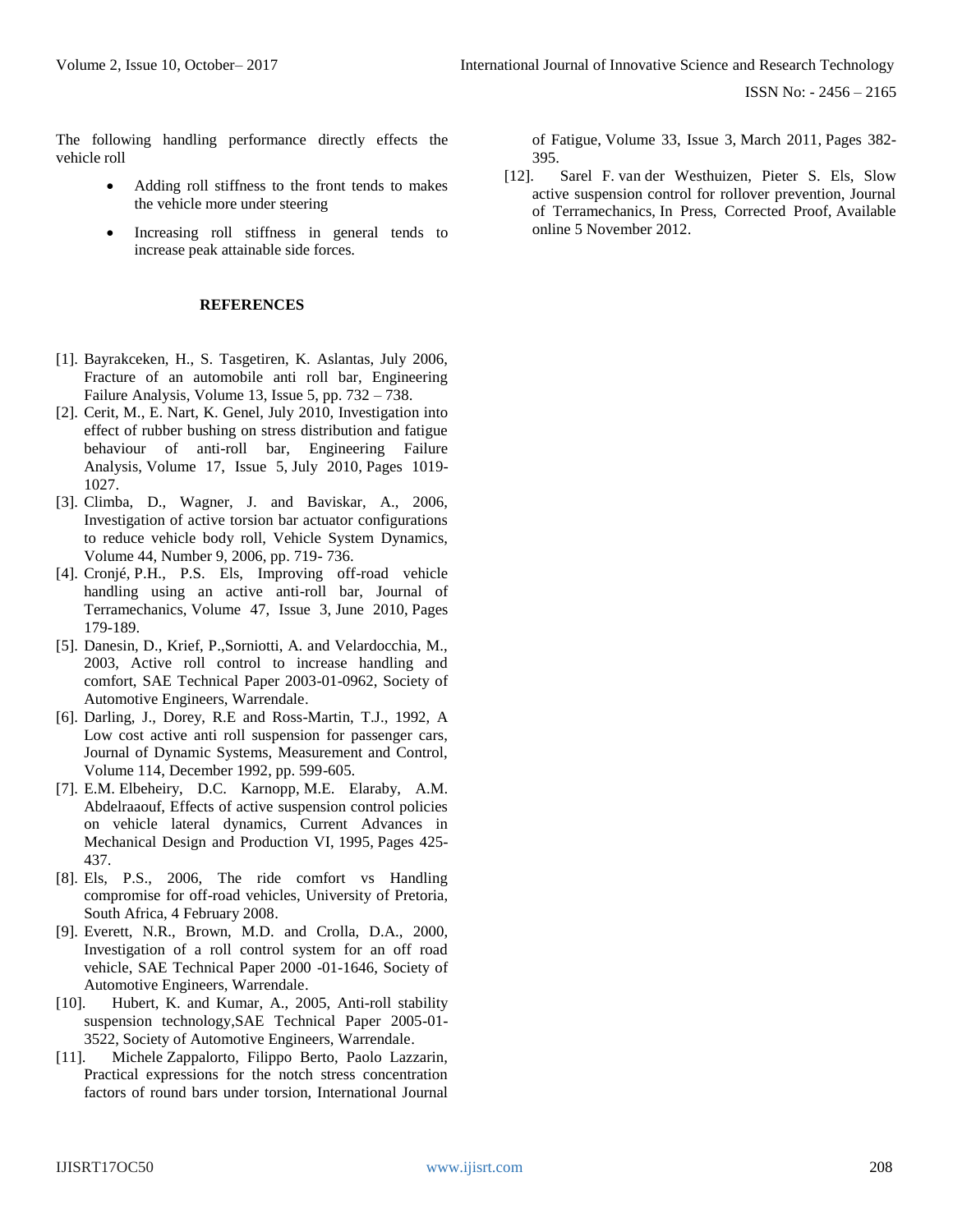The following handling performance directly effects the vehicle roll

- Adding roll stiffness to the front tends to makes the vehicle more under steering
- Increasing roll stiffness in general tends to increase peak attainable side forces.

## REFERENCES

[1]. Bayrakceken, H., S. Tasgetiren, K. Aslantas, July 2006, Fracture of an automobile anti roll bar, Engineering Failure Analysis, Volume 13, Issue 5, pp. 732 – 738.

[2]. Cerit, M., E. Nart, K. Genel, July 2010, Investigation into effect of rubber bushing on stress distribution and fatigue behaviour of anti-roll bar, Engineering Failure Analysis, Volume 17, Issue 5, July 2010, Pages 1019-1027.

[3]. Climba, D., Wagner, J. and Baviskar, A., 2006, Investigation of active torsion bar actuator configurations to reduce vehicle body roll, Vehicle System Dynamics, Volume 44, Number 9, 2006, pp. 719- 736.

[4]. Cronjé, P.H., P.S. Els, Improving off-road vehicle handling using an active anti-roll bar, Journal of Terramechanics, Volume 47, Issue 3, June 2010, Pages 179-189.

[5]. Danesin, D., Krief, P.,Sorniotti, A. and Velardocchia, M., 2003, Active roll control to increase handling and comfort, SAE Technical Paper 2003-01-0962, Society of Automotive Engineers, Warrendale.

[6]. Darling, J., Dorey, R.E and Ross-Martin, T.J., 1992, A Low cost active anti roll suspension for passenger cars, Journal of Dynamic Systems, Measurement and Control, Volume 114, December 1992, pp. 599-605.

[7]. E.M. Elbeheiry, D.C. Karnopp, M.E. Elaraby, A.M. Abdelraaouf, Effects of active suspension control policies on vehicle lateral dynamics, Current Advances in Mechanical Design and Production VI, 1995, Pages 425-437.

[8]. Els, P.S., 2006, The ride comfort vs Handling compromise for off-road vehicles, University of Pretoria, South Africa, 4 February 2008.

[9]. Everett, N.R., Brown, M.D. and Crolla, D.A., 2000, Investigation of a roll control system for an off road vehicle, SAE Technical Paper 2000 -01-1646, Society of Automotive Engineers, Warrendale.

[10]. Hubert, K. and Kumar, A., 2005, Anti-roll stability suspension technology,SAE Technical Paper 2005-01-3522, Society of Automotive Engineers, Warrendale.

[11]. Michele Zappalorto, Filippo Berto, Paolo Lazzarin, Practical expressions for the notch stress concentration factors of round bars under torsion, International Journal of Fatigue, Volume 33, Issue 3, March 2011, Pages 382-395.

[12]. Sarel F. van der Westhuizen, Pieter S. Els, Slow active suspension control for rollover prevention, Journal of Terramechanics, In Press, Corrected Proof, Available online 5 November 2012.